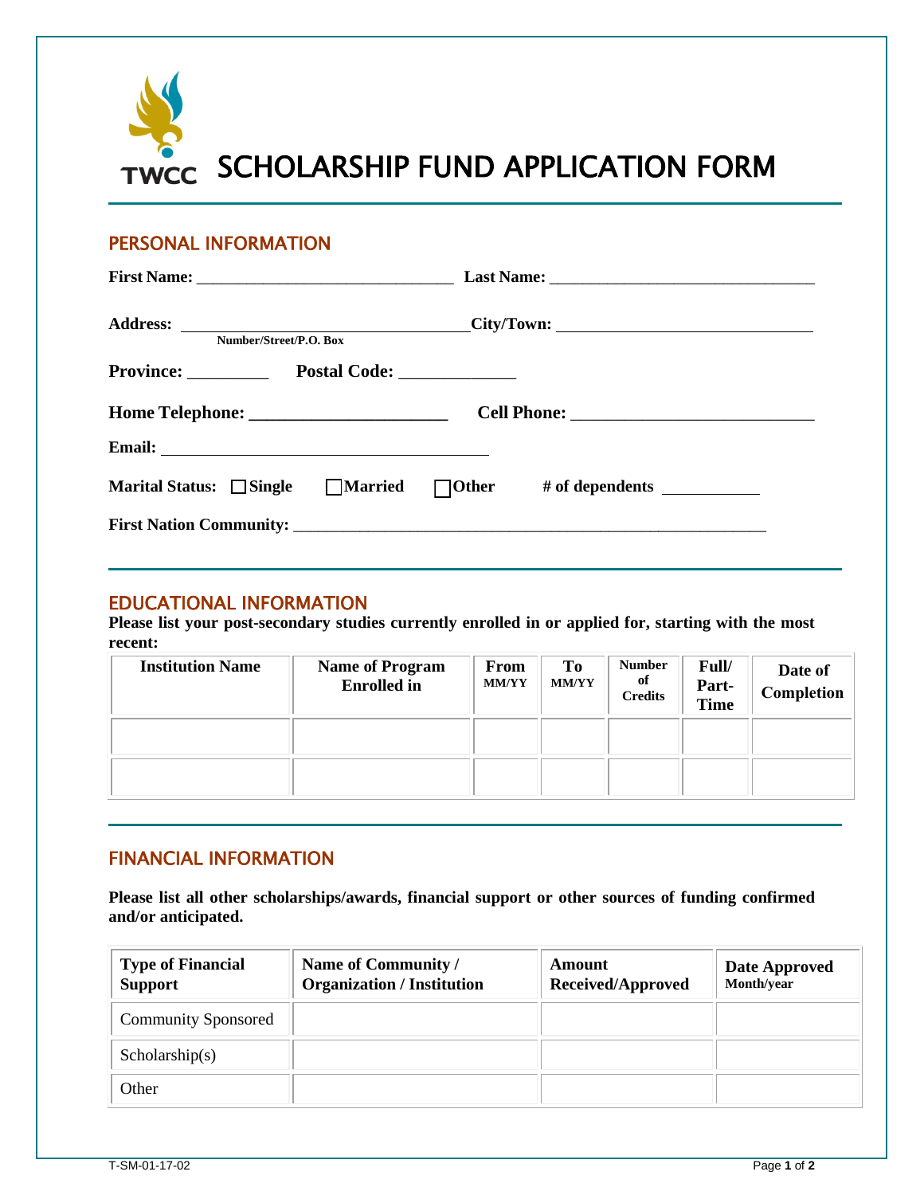TWCC

# SCHOLARSHIP FUND APPLICATION FORM

## PERSONAL INFORMATION

**First Name:** ______________________________ **Last Name:** ______________________________

**Address:** ______________________________ **City/Town:** ______________________________
Number/Street/P.O. Box

**Province:** _________ **Postal Code:** _____________

**Home Telephone:** ______________________ **Cell Phone:** ___________________________

**Email:** ______________________________________

**Marital Status:** ☐ **Single** ☐ **Married** ☐ **Other** **# of dependents** ___________

**First Nation Community:** ________________________________________________________

## EDUCATIONAL INFORMATION

**Please list your post-secondary studies currently enrolled in or applied for, starting with the most recent:**

| Institution Name | Name of Program Enrolled in | From MM/YY | To MM/YY | Number of Credits | Full/ Part-Time | Date of Completion |
|---|---|---|---|---|---|---|
| | | | | | | |
| | | | | | | |

## FINANCIAL INFORMATION

**Please list all other scholarships/awards, financial support or other sources of funding confirmed and/or anticipated.**

| Type of Financial Support | Name of Community / Organization / Institution | Amount Received/Approved | Date Approved Month/year |
|---|---|---|---|
| Community Sponsored | | | |
| Scholarship(s) | | | |
| Other | | | |

T-SM-01-17-02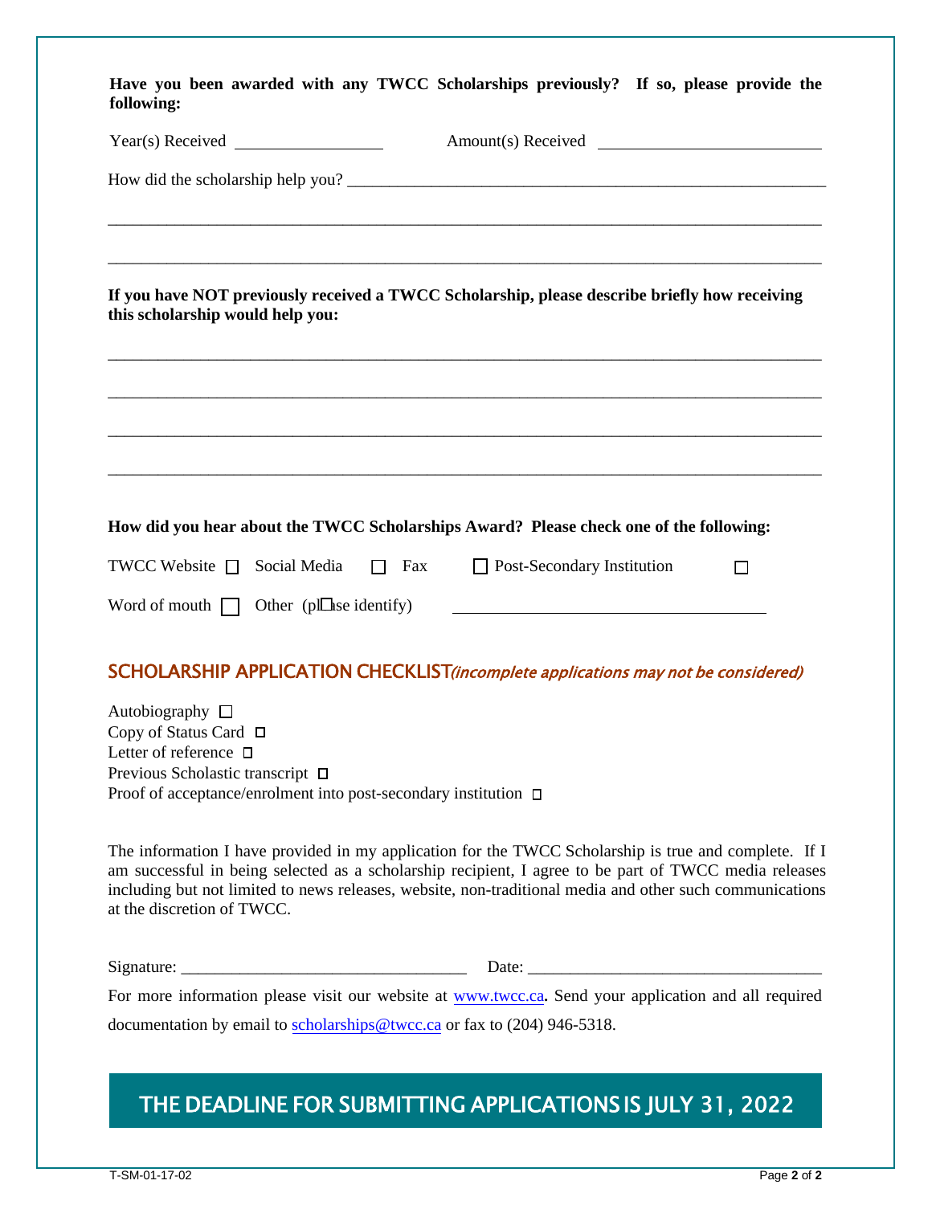**Have you been awarded with any TWCC Scholarships previously? If so, please provide the following:**

Year(s) Received ____________________ Amount(s) Received ______________________________

How did the scholarship help you? ____________________________________________________________

______________________________________________________________________________

______________________________________________________________________________

**If you have NOT previously received a TWCC Scholarship, please describe briefly how receiving this scholarship would help you:**

______________________________________________________________________________

______________________________________________________________________________

______________________________________________________________________________

______________________________________________________________________________

**How did you hear about the TWCC Scholarships Award? Please check one of the following:**

TWCC Website ☐ Social Media ☐ Fax ☐ Post-Secondary Institution ☐

Word of mouth ☐ Other (please identify) ☐ ________________________________________

## SCHOLARSHIP APPLICATION CHECKLIST *(incomplete applications may not be considered)*

Autobiography ☐
Copy of Status Card ☐
Letter of reference ☐
Previous Scholastic transcript ☐
Proof of acceptance/enrolment into post-secondary institution ☐

The information I have provided in my application for the TWCC Scholarship is true and complete. If I am successful in being selected as a scholarship recipient, I agree to be part of TWCC media releases including but not limited to news releases, website, non-traditional media and other such communications at the discretion of TWCC.

Signature: ____________________________________ Date: ______________________________________

For more information please visit our website at www.twcc.ca**.** Send your application and all required documentation by email to scholarships@twcc.ca or fax to (204) 946-5318.

## THE DEADLINE FOR SUBMITTING APPLICATIONS IS JULY 31, 2022

T-SM-01-17-02